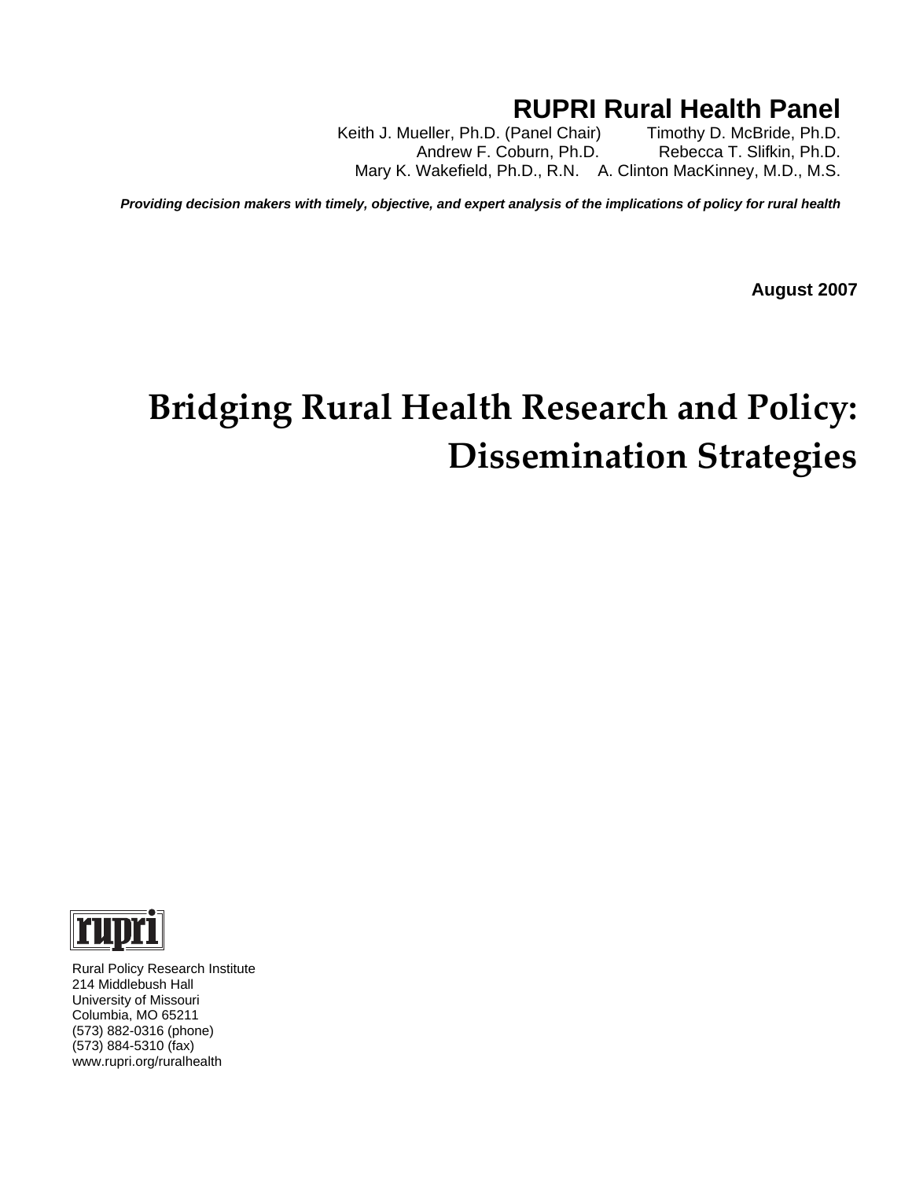# RUPRI Rural Health Panel

Keith J. Mueller, Ph.D. (Panel Chair)
Timothy D. McBride, Ph.D.
Andrew F. Coburn, Ph.D.
Rebecca T. Slifkin, Ph.D.
Mary K. Wakefield, Ph.D., R.N.
A. Clinton MacKinney, M.D., M.S.

***Providing decision makers with timely, objective, and expert analysis of the implications of policy for rural health***

**August 2007**

# Bridging Rural Health Research and Policy: Dissemination Strategies

rupri

Rural Policy Research Institute
214 Middlebush Hall
University of Missouri
Columbia, MO 65211
(573) 882-0316 (phone)
(573) 884-5310 (fax)
www.rupri.org/ruralhealth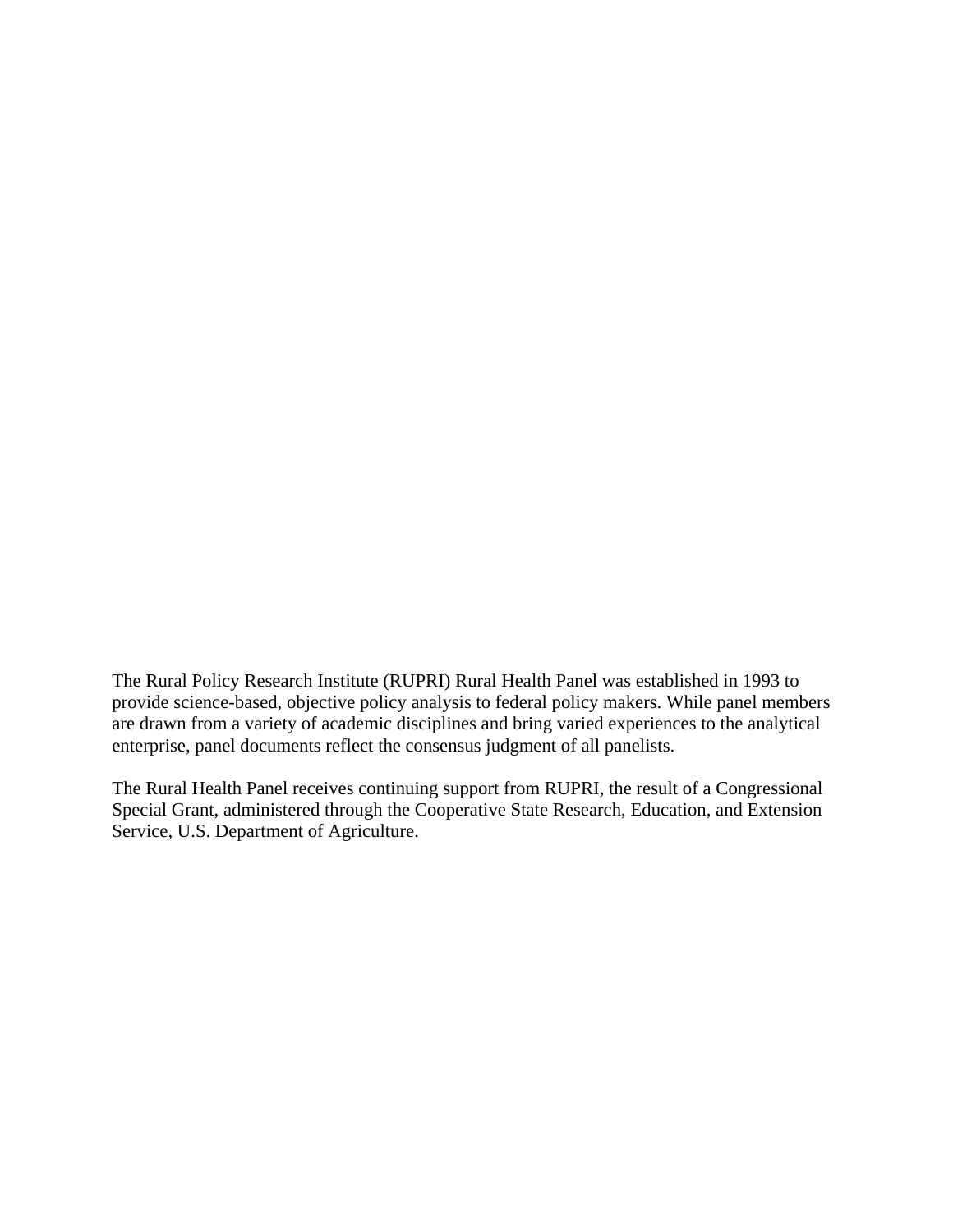The Rural Policy Research Institute (RUPRI) Rural Health Panel was established in 1993 to provide science-based, objective policy analysis to federal policy makers. While panel members are drawn from a variety of academic disciplines and bring varied experiences to the analytical enterprise, panel documents reflect the consensus judgment of all panelists.

The Rural Health Panel receives continuing support from RUPRI, the result of a Congressional Special Grant, administered through the Cooperative State Research, Education, and Extension Service, U.S. Department of Agriculture.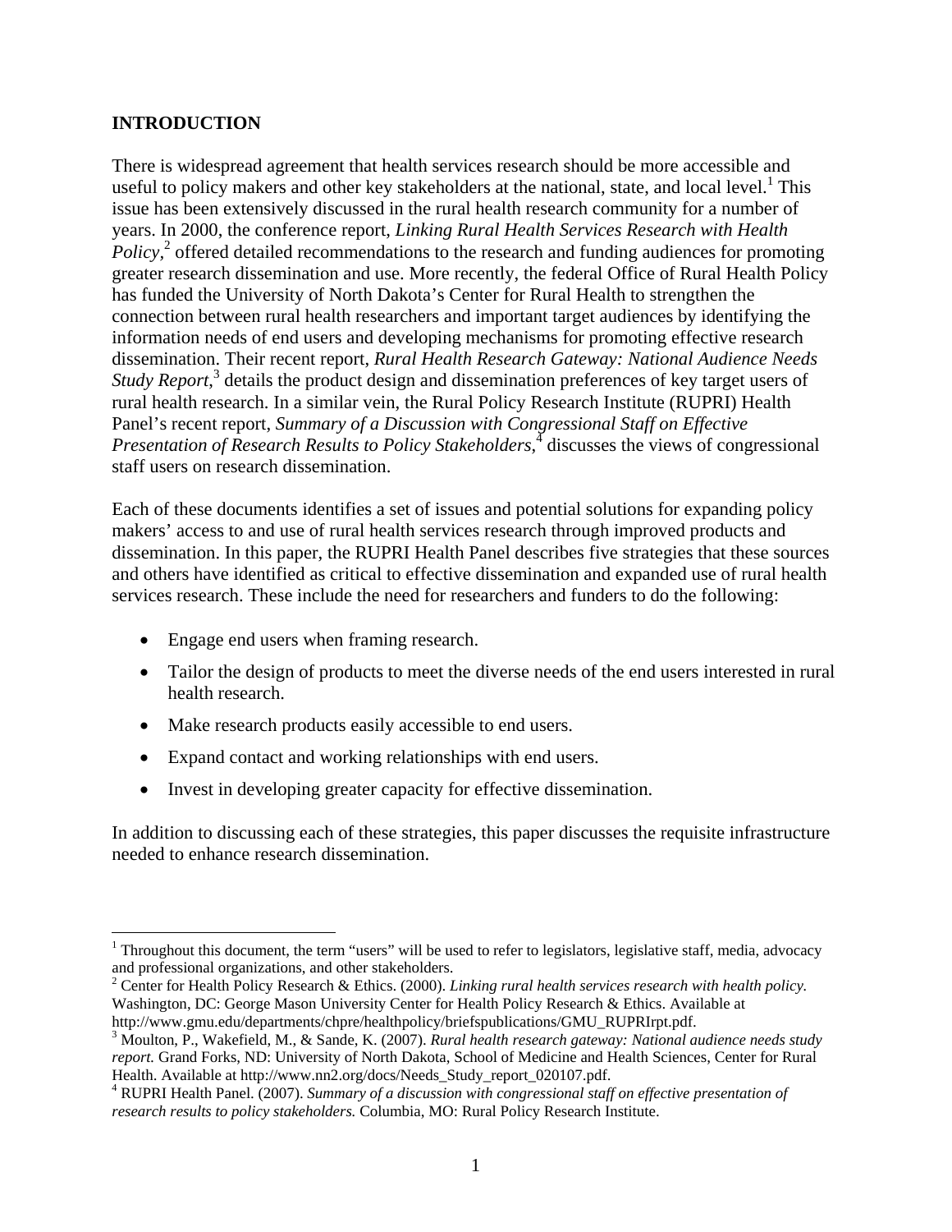## INTRODUCTION

There is widespread agreement that health services research should be more accessible and useful to policy makers and other key stakeholders at the national, state, and local level.[1] This issue has been extensively discussed in the rural health research community for a number of years. In 2000, the conference report, *Linking Rural Health Services Research with Health Policy*,[2] offered detailed recommendations to the research and funding audiences for promoting greater research dissemination and use. More recently, the federal Office of Rural Health Policy has funded the University of North Dakota's Center for Rural Health to strengthen the connection between rural health researchers and important target audiences by identifying the information needs of end users and developing mechanisms for promoting effective research dissemination. Their recent report, *Rural Health Research Gateway: National Audience Needs Study Report*,[3] details the product design and dissemination preferences of key target users of rural health research. In a similar vein, the Rural Policy Research Institute (RUPRI) Health Panel's recent report, *Summary of a Discussion with Congressional Staff on Effective Presentation of Research Results to Policy Stakeholders*,[4] discusses the views of congressional staff users on research dissemination.

Each of these documents identifies a set of issues and potential solutions for expanding policy makers' access to and use of rural health services research through improved products and dissemination. In this paper, the RUPRI Health Panel describes five strategies that these sources and others have identified as critical to effective dissemination and expanded use of rural health services research. These include the need for researchers and funders to do the following:

- Engage end users when framing research.
- Tailor the design of products to meet the diverse needs of the end users interested in rural health research.
- Make research products easily accessible to end users.
- Expand contact and working relationships with end users.
- Invest in developing greater capacity for effective dissemination.

In addition to discussing each of these strategies, this paper discusses the requisite infrastructure needed to enhance research dissemination.

---

[1] Throughout this document, the term "users" will be used to refer to legislators, legislative staff, media, advocacy and professional organizations, and other stakeholders.

[2] Center for Health Policy Research & Ethics. (2000). *Linking rural health services research with health policy.* Washington, DC: George Mason University Center for Health Policy Research & Ethics. Available at http://www.gmu.edu/departments/chpre/healthpolicy/briefspublications/GMU_RUPRIrpt.pdf.

[3] Moulton, P., Wakefield, M., & Sande, K. (2007). *Rural health research gateway: National audience needs study report.* Grand Forks, ND: University of North Dakota, School of Medicine and Health Sciences, Center for Rural Health. Available at http://www.nn2.org/docs/Needs_Study_report_020107.pdf.

[4] RUPRI Health Panel. (2007). *Summary of a discussion with congressional staff on effective presentation of research results to policy stakeholders.* Columbia, MO: Rural Policy Research Institute.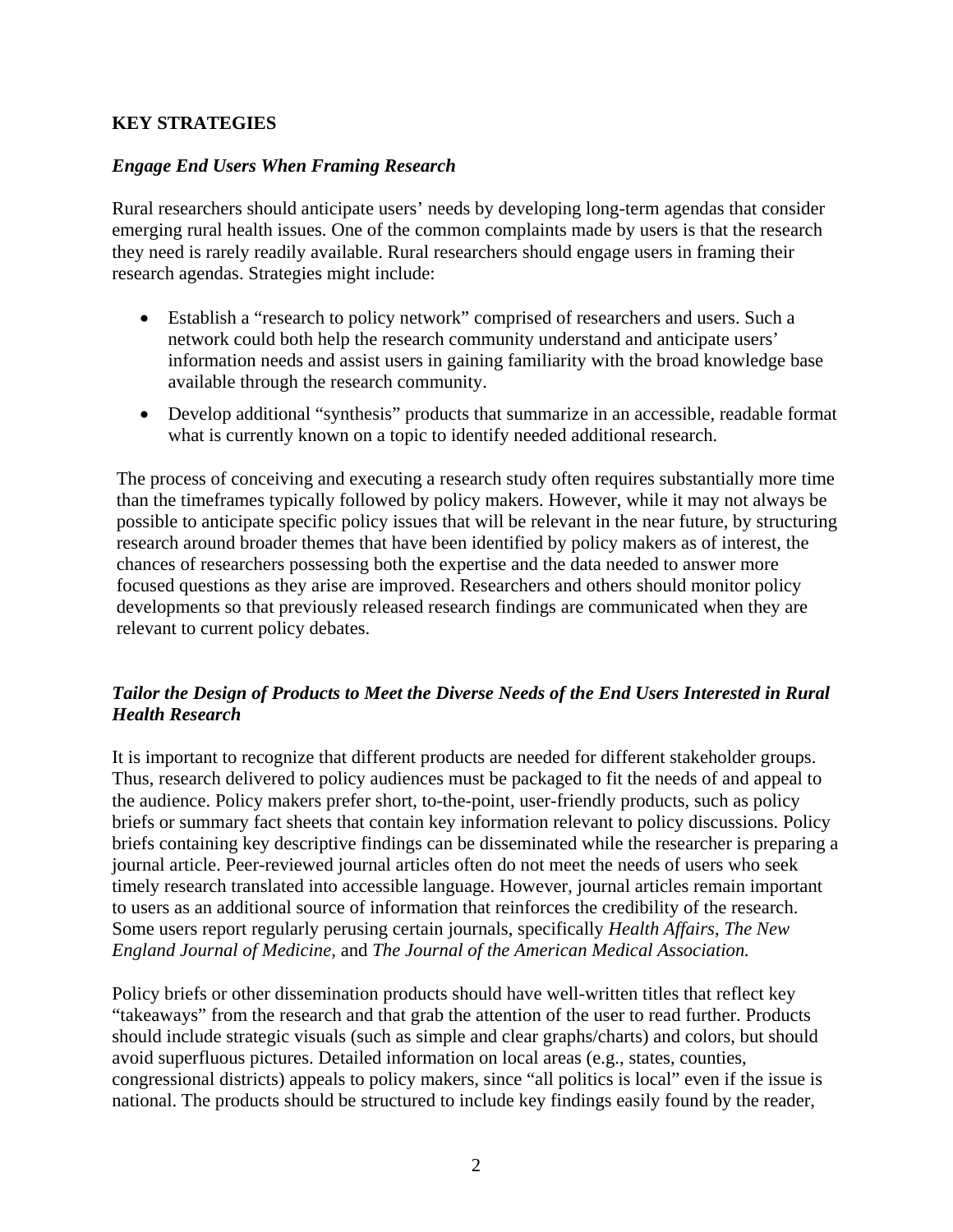## KEY STRATEGIES

### *Engage End Users When Framing Research*

Rural researchers should anticipate users' needs by developing long-term agendas that consider emerging rural health issues. One of the common complaints made by users is that the research they need is rarely readily available. Rural researchers should engage users in framing their research agendas. Strategies might include:

- Establish a "research to policy network" comprised of researchers and users. Such a network could both help the research community understand and anticipate users' information needs and assist users in gaining familiarity with the broad knowledge base available through the research community.
- Develop additional "synthesis" products that summarize in an accessible, readable format what is currently known on a topic to identify needed additional research.

The process of conceiving and executing a research study often requires substantially more time than the timeframes typically followed by policy makers. However, while it may not always be possible to anticipate specific policy issues that will be relevant in the near future, by structuring research around broader themes that have been identified by policy makers as of interest, the chances of researchers possessing both the expertise and the data needed to answer more focused questions as they arise are improved. Researchers and others should monitor policy developments so that previously released research findings are communicated when they are relevant to current policy debates.

### *Tailor the Design of Products to Meet the Diverse Needs of the End Users Interested in Rural Health Research*

It is important to recognize that different products are needed for different stakeholder groups. Thus, research delivered to policy audiences must be packaged to fit the needs of and appeal to the audience. Policy makers prefer short, to-the-point, user-friendly products, such as policy briefs or summary fact sheets that contain key information relevant to policy discussions. Policy briefs containing key descriptive findings can be disseminated while the researcher is preparing a journal article. Peer-reviewed journal articles often do not meet the needs of users who seek timely research translated into accessible language. However, journal articles remain important to users as an additional source of information that reinforces the credibility of the research. Some users report regularly perusing certain journals, specifically *Health Affairs*, *The New England Journal of Medicine*, and *The Journal of the American Medical Association.*

Policy briefs or other dissemination products should have well-written titles that reflect key "takeaways" from the research and that grab the attention of the user to read further. Products should include strategic visuals (such as simple and clear graphs/charts) and colors, but should avoid superfluous pictures. Detailed information on local areas (e.g., states, counties, congressional districts) appeals to policy makers, since "all politics is local" even if the issue is national. The products should be structured to include key findings easily found by the reader,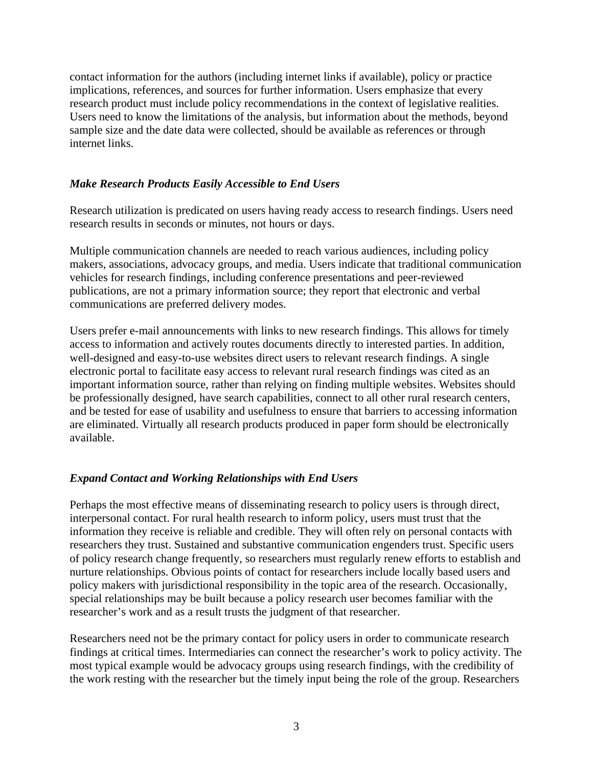contact information for the authors (including internet links if available), policy or practice implications, references, and sources for further information. Users emphasize that every research product must include policy recommendations in the context of legislative realities. Users need to know the limitations of the analysis, but information about the methods, beyond sample size and the date data were collected, should be available as references or through internet links.

### *Make Research Products Easily Accessible to End Users*

Research utilization is predicated on users having ready access to research findings. Users need research results in seconds or minutes, not hours or days.

Multiple communication channels are needed to reach various audiences, including policy makers, associations, advocacy groups, and media. Users indicate that traditional communication vehicles for research findings, including conference presentations and peer-reviewed publications, are not a primary information source; they report that electronic and verbal communications are preferred delivery modes.

Users prefer e-mail announcements with links to new research findings. This allows for timely access to information and actively routes documents directly to interested parties. In addition, well-designed and easy-to-use websites direct users to relevant research findings. A single electronic portal to facilitate easy access to relevant rural research findings was cited as an important information source, rather than relying on finding multiple websites. Websites should be professionally designed, have search capabilities, connect to all other rural research centers, and be tested for ease of usability and usefulness to ensure that barriers to accessing information are eliminated. Virtually all research products produced in paper form should be electronically available.

### *Expand Contact and Working Relationships with End Users*

Perhaps the most effective means of disseminating research to policy users is through direct, interpersonal contact. For rural health research to inform policy, users must trust that the information they receive is reliable and credible. They will often rely on personal contacts with researchers they trust. Sustained and substantive communication engenders trust. Specific users of policy research change frequently, so researchers must regularly renew efforts to establish and nurture relationships. Obvious points of contact for researchers include locally based users and policy makers with jurisdictional responsibility in the topic area of the research. Occasionally, special relationships may be built because a policy research user becomes familiar with the researcher's work and as a result trusts the judgment of that researcher.

Researchers need not be the primary contact for policy users in order to communicate research findings at critical times. Intermediaries can connect the researcher's work to policy activity. The most typical example would be advocacy groups using research findings, with the credibility of the work resting with the researcher but the timely input being the role of the group. Researchers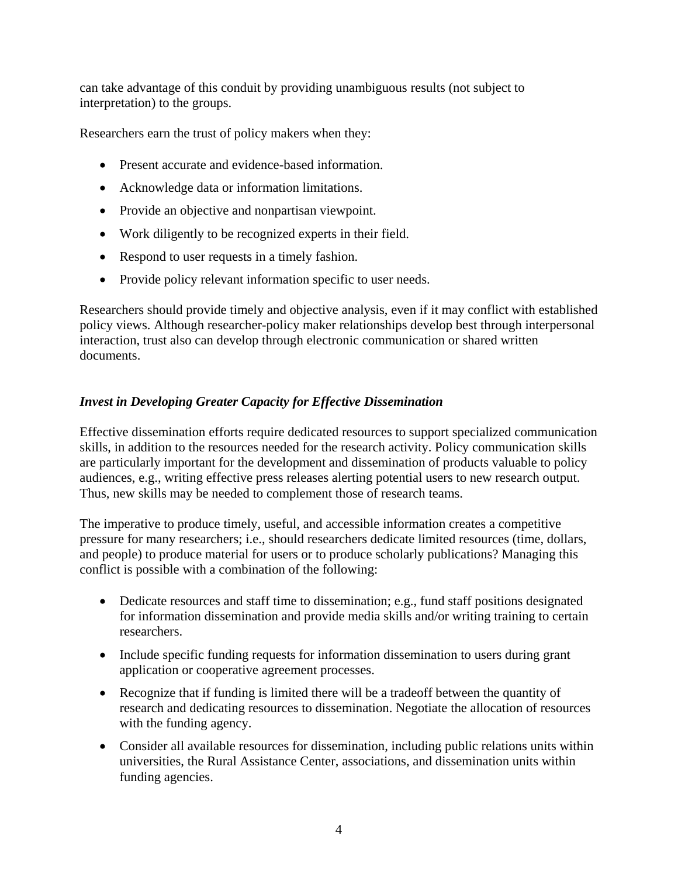can take advantage of this conduit by providing unambiguous results (not subject to interpretation) to the groups.

Researchers earn the trust of policy makers when they:

- Present accurate and evidence-based information.
- Acknowledge data or information limitations.
- Provide an objective and nonpartisan viewpoint.
- Work diligently to be recognized experts in their field.
- Respond to user requests in a timely fashion.
- Provide policy relevant information specific to user needs.

Researchers should provide timely and objective analysis, even if it may conflict with established policy views. Although researcher-policy maker relationships develop best through interpersonal interaction, trust also can develop through electronic communication or shared written documents.

### *Invest in Developing Greater Capacity for Effective Dissemination*

Effective dissemination efforts require dedicated resources to support specialized communication skills, in addition to the resources needed for the research activity. Policy communication skills are particularly important for the development and dissemination of products valuable to policy audiences, e.g., writing effective press releases alerting potential users to new research output. Thus, new skills may be needed to complement those of research teams.

The imperative to produce timely, useful, and accessible information creates a competitive pressure for many researchers; i.e., should researchers dedicate limited resources (time, dollars, and people) to produce material for users or to produce scholarly publications? Managing this conflict is possible with a combination of the following:

- Dedicate resources and staff time to dissemination; e.g., fund staff positions designated for information dissemination and provide media skills and/or writing training to certain researchers.
- Include specific funding requests for information dissemination to users during grant application or cooperative agreement processes.
- Recognize that if funding is limited there will be a tradeoff between the quantity of research and dedicating resources to dissemination. Negotiate the allocation of resources with the funding agency.
- Consider all available resources for dissemination, including public relations units within universities, the Rural Assistance Center, associations, and dissemination units within funding agencies.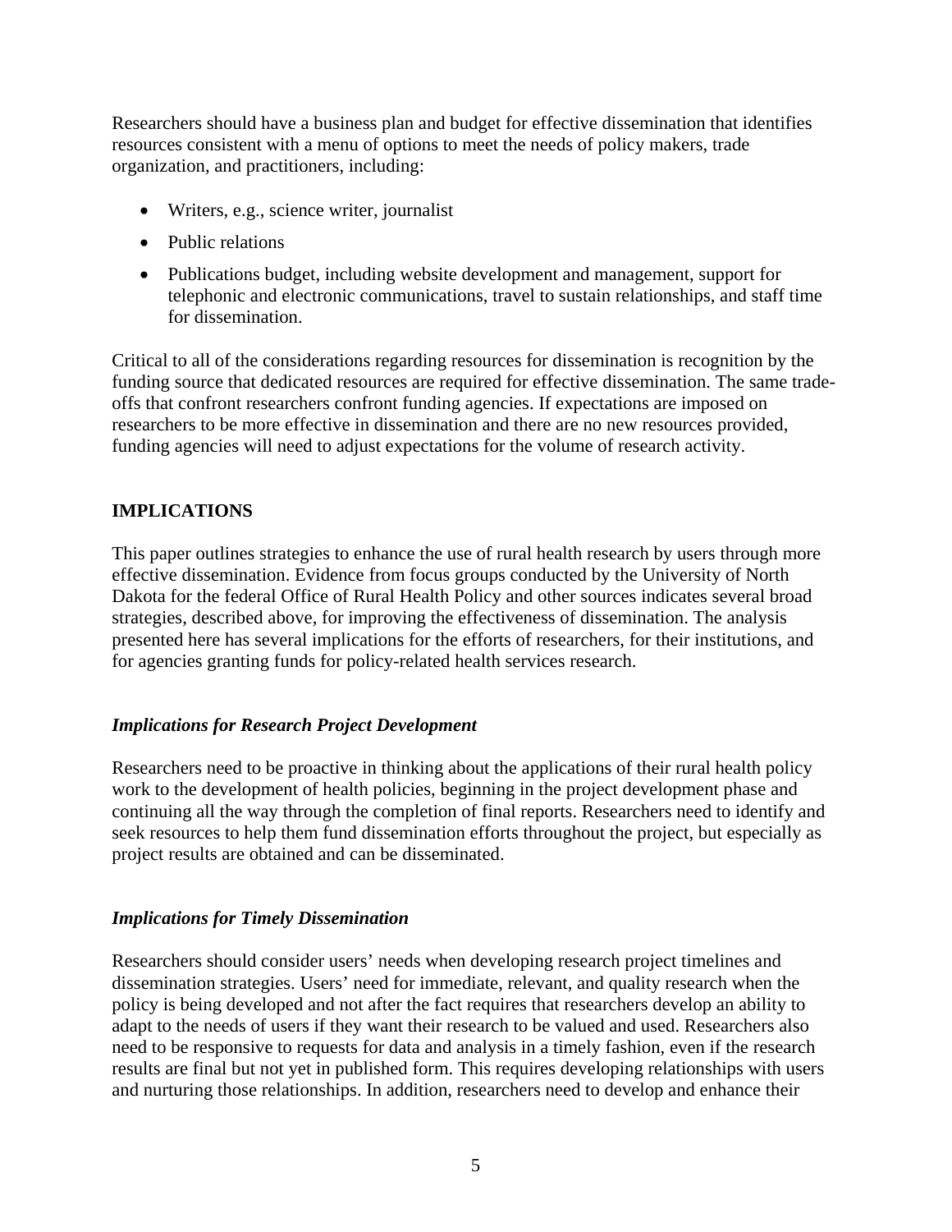Researchers should have a business plan and budget for effective dissemination that identifies resources consistent with a menu of options to meet the needs of policy makers, trade organization, and practitioners, including:

- Writers, e.g., science writer, journalist
- Public relations
- Publications budget, including website development and management, support for telephonic and electronic communications, travel to sustain relationships, and staff time for dissemination.

Critical to all of the considerations regarding resources for dissemination is recognition by the funding source that dedicated resources are required for effective dissemination. The same trade-offs that confront researchers confront funding agencies. If expectations are imposed on researchers to be more effective in dissemination and there are no new resources provided, funding agencies will need to adjust expectations for the volume of research activity.

## IMPLICATIONS

This paper outlines strategies to enhance the use of rural health research by users through more effective dissemination. Evidence from focus groups conducted by the University of North Dakota for the federal Office of Rural Health Policy and other sources indicates several broad strategies, described above, for improving the effectiveness of dissemination. The analysis presented here has several implications for the efforts of researchers, for their institutions, and for agencies granting funds for policy-related health services research.

### *Implications for Research Project Development*

Researchers need to be proactive in thinking about the applications of their rural health policy work to the development of health policies, beginning in the project development phase and continuing all the way through the completion of final reports. Researchers need to identify and seek resources to help them fund dissemination efforts throughout the project, but especially as project results are obtained and can be disseminated.

### *Implications for Timely Dissemination*

Researchers should consider users' needs when developing research project timelines and dissemination strategies. Users' need for immediate, relevant, and quality research when the policy is being developed and not after the fact requires that researchers develop an ability to adapt to the needs of users if they want their research to be valued and used. Researchers also need to be responsive to requests for data and analysis in a timely fashion, even if the research results are final but not yet in published form. This requires developing relationships with users and nurturing those relationships. In addition, researchers need to develop and enhance their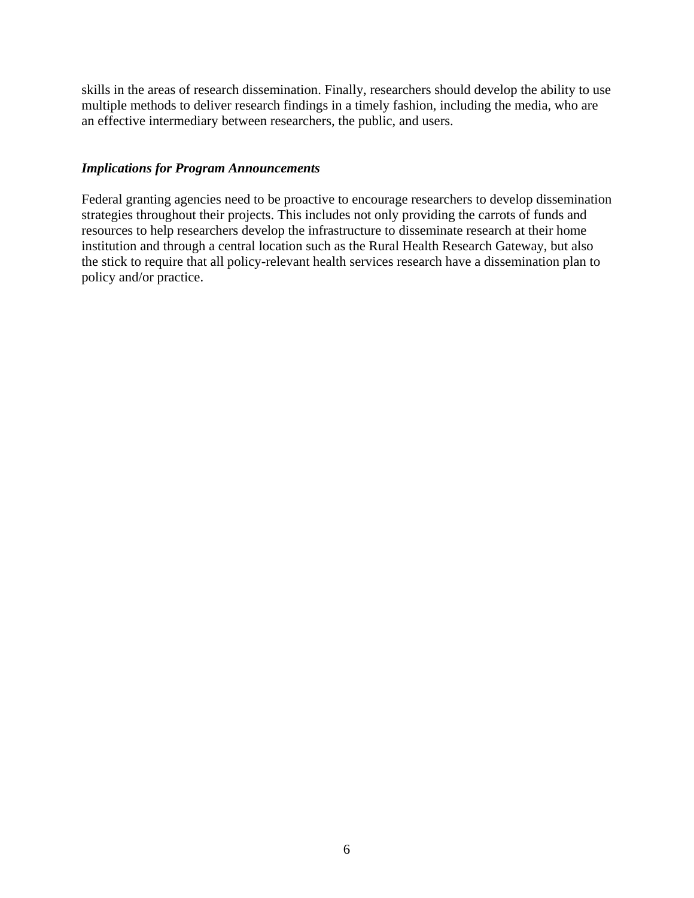skills in the areas of research dissemination. Finally, researchers should develop the ability to use multiple methods to deliver research findings in a timely fashion, including the media, who are an effective intermediary between researchers, the public, and users.

### *Implications for Program Announcements*

Federal granting agencies need to be proactive to encourage researchers to develop dissemination strategies throughout their projects. This includes not only providing the carrots of funds and resources to help researchers develop the infrastructure to disseminate research at their home institution and through a central location such as the Rural Health Research Gateway, but also the stick to require that all policy-relevant health services research have a dissemination plan to policy and/or practice.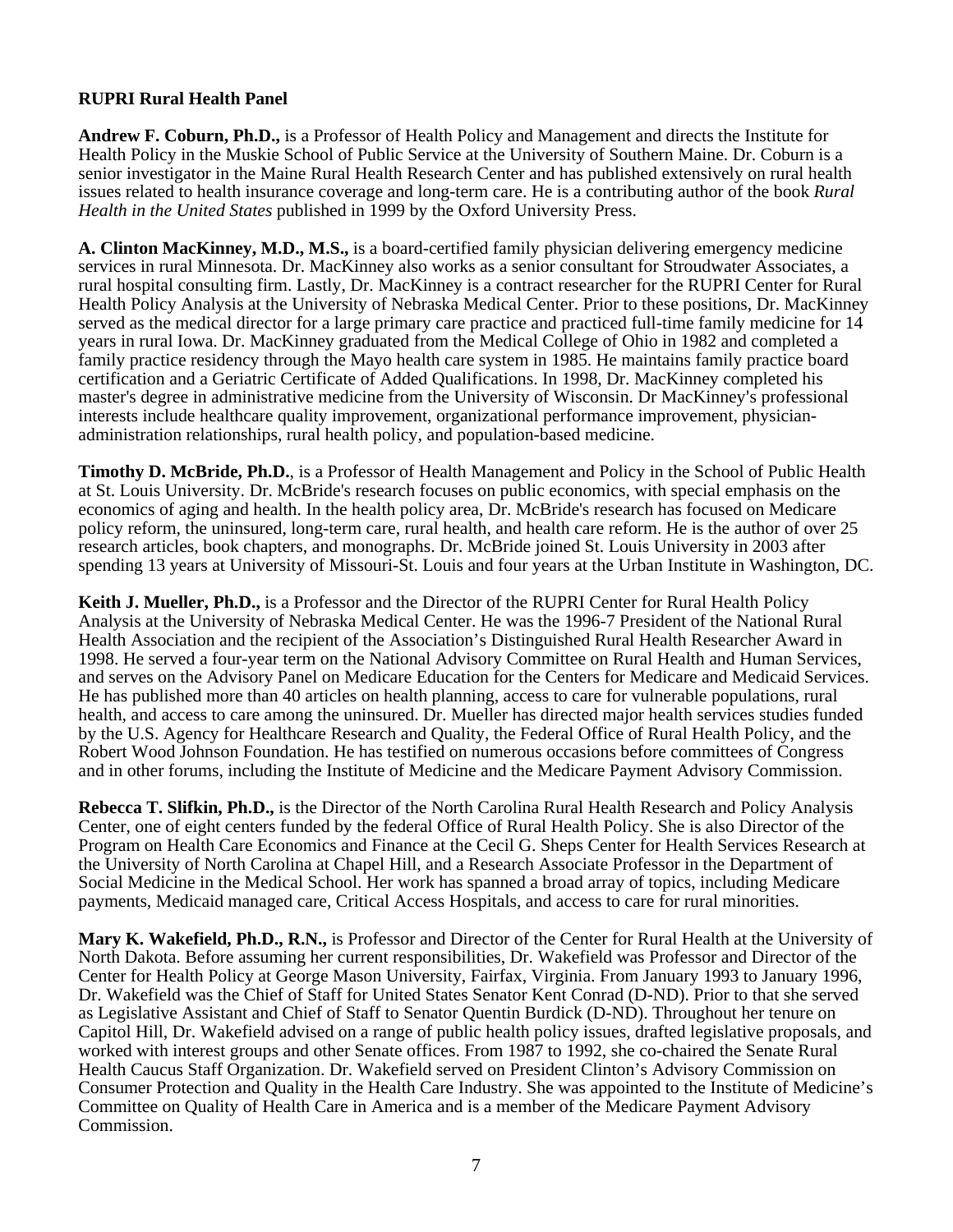**RUPRI Rural Health Panel**

**Andrew F. Coburn, Ph.D.,** is a Professor of Health Policy and Management and directs the Institute for Health Policy in the Muskie School of Public Service at the University of Southern Maine. Dr. Coburn is a senior investigator in the Maine Rural Health Research Center and has published extensively on rural health issues related to health insurance coverage and long-term care. He is a contributing author of the book *Rural Health in the United States* published in 1999 by the Oxford University Press.

**A. Clinton MacKinney, M.D., M.S.,** is a board-certified family physician delivering emergency medicine services in rural Minnesota. Dr. MacKinney also works as a senior consultant for Stroudwater Associates, a rural hospital consulting firm. Lastly, Dr. MacKinney is a contract researcher for the RUPRI Center for Rural Health Policy Analysis at the University of Nebraska Medical Center. Prior to these positions, Dr. MacKinney served as the medical director for a large primary care practice and practiced full-time family medicine for 14 years in rural Iowa. Dr. MacKinney graduated from the Medical College of Ohio in 1982 and completed a family practice residency through the Mayo health care system in 1985. He maintains family practice board certification and a Geriatric Certificate of Added Qualifications. In 1998, Dr. MacKinney completed his master's degree in administrative medicine from the University of Wisconsin. Dr MacKinney's professional interests include healthcare quality improvement, organizational performance improvement, physician-administration relationships, rural health policy, and population-based medicine.

**Timothy D. McBride, Ph.D.**, is a Professor of Health Management and Policy in the School of Public Health at St. Louis University. Dr. McBride's research focuses on public economics, with special emphasis on the economics of aging and health. In the health policy area, Dr. McBride's research has focused on Medicare policy reform, the uninsured, long-term care, rural health, and health care reform. He is the author of over 25 research articles, book chapters, and monographs. Dr. McBride joined St. Louis University in 2003 after spending 13 years at University of Missouri-St. Louis and four years at the Urban Institute in Washington, DC.

**Keith J. Mueller, Ph.D.,** is a Professor and the Director of the RUPRI Center for Rural Health Policy Analysis at the University of Nebraska Medical Center. He was the 1996-7 President of the National Rural Health Association and the recipient of the Association's Distinguished Rural Health Researcher Award in 1998. He served a four-year term on the National Advisory Committee on Rural Health and Human Services, and serves on the Advisory Panel on Medicare Education for the Centers for Medicare and Medicaid Services. He has published more than 40 articles on health planning, access to care for vulnerable populations, rural health, and access to care among the uninsured. Dr. Mueller has directed major health services studies funded by the U.S. Agency for Healthcare Research and Quality, the Federal Office of Rural Health Policy, and the Robert Wood Johnson Foundation. He has testified on numerous occasions before committees of Congress and in other forums, including the Institute of Medicine and the Medicare Payment Advisory Commission.

**Rebecca T. Slifkin, Ph.D.,** is the Director of the North Carolina Rural Health Research and Policy Analysis Center, one of eight centers funded by the federal Office of Rural Health Policy. She is also Director of the Program on Health Care Economics and Finance at the Cecil G. Sheps Center for Health Services Research at the University of North Carolina at Chapel Hill, and a Research Associate Professor in the Department of Social Medicine in the Medical School. Her work has spanned a broad array of topics, including Medicare payments, Medicaid managed care, Critical Access Hospitals, and access to care for rural minorities.

**Mary K. Wakefield, Ph.D., R.N.,** is Professor and Director of the Center for Rural Health at the University of North Dakota. Before assuming her current responsibilities, Dr. Wakefield was Professor and Director of the Center for Health Policy at George Mason University, Fairfax, Virginia. From January 1993 to January 1996, Dr. Wakefield was the Chief of Staff for United States Senator Kent Conrad (D-ND). Prior to that she served as Legislative Assistant and Chief of Staff to Senator Quentin Burdick (D-ND). Throughout her tenure on Capitol Hill, Dr. Wakefield advised on a range of public health policy issues, drafted legislative proposals, and worked with interest groups and other Senate offices. From 1987 to 1992, she co-chaired the Senate Rural Health Caucus Staff Organization. Dr. Wakefield served on President Clinton's Advisory Commission on Consumer Protection and Quality in the Health Care Industry. She was appointed to the Institute of Medicine's Committee on Quality of Health Care in America and is a member of the Medicare Payment Advisory Commission.